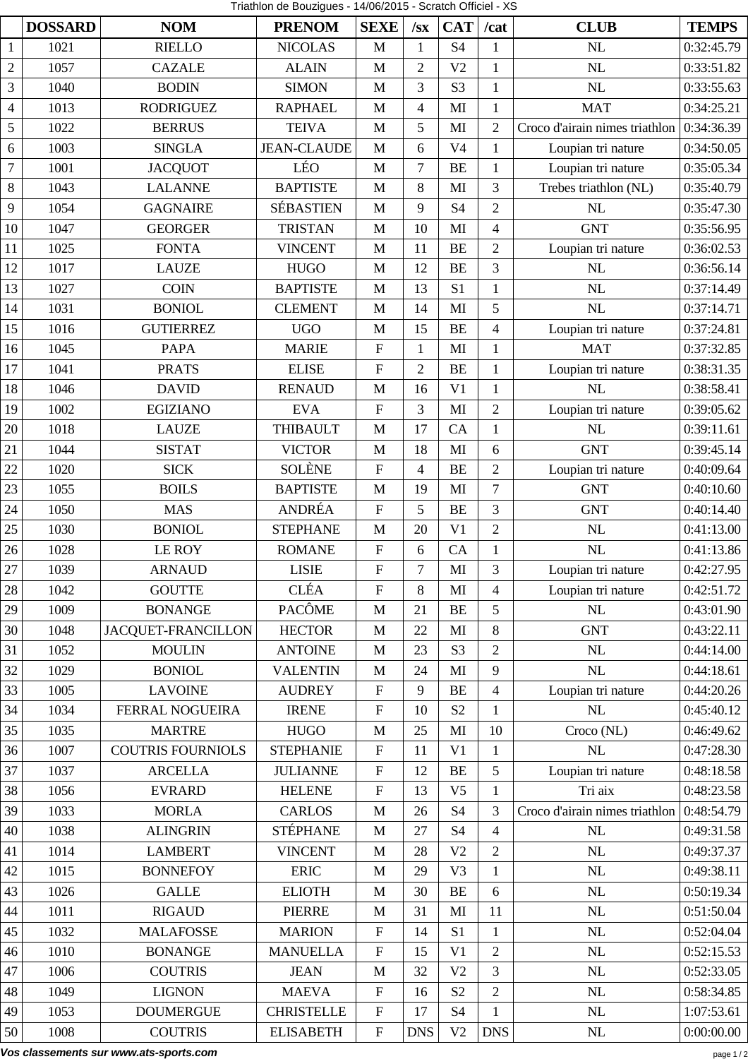# Triathlon de Bouzigues - 14/06/2015 - Scratch Officiel - XS

| | DOSSARD | NOM | PRENOM | SEXE | /sx | CAT | /cat | CLUB | TEMPS |
|---|---|---|---|---|---|---|---|---|---|
| 1 | 1021 | RIELLO | NICOLAS | M | 1 | S4 | 1 | NL | 0:32:45.79 |
| 2 | 1057 | CAZALE | ALAIN | M | 2 | V2 | 1 | NL | 0:33:51.82 |
| 3 | 1040 | BODIN | SIMON | M | 3 | S3 | 1 | NL | 0:33:55.63 |
| 4 | 1013 | RODRIGUEZ | RAPHAEL | M | 4 | MI | 1 | MAT | 0:34:25.21 |
| 5 | 1022 | BERRUS | TEIVA | M | 5 | MI | 2 | Croco d'airain nimes triathlon | 0:34:36.39 |
| 6 | 1003 | SINGLA | JEAN-CLAUDE | M | 6 | V4 | 1 | Loupian tri nature | 0:34:50.05 |
| 7 | 1001 | JACQUOT | LÉO | M | 7 | BE | 1 | Loupian tri nature | 0:35:05.34 |
| 8 | 1043 | LALANNE | BAPTISTE | M | 8 | MI | 3 | Trebes triathlon (NL) | 0:35:40.79 |
| 9 | 1054 | GAGNAIRE | SÉBASTIEN | M | 9 | S4 | 2 | NL | 0:35:47.30 |
| 10 | 1047 | GEORGER | TRISTAN | M | 10 | MI | 4 | GNT | 0:35:56.95 |
| 11 | 1025 | FONTA | VINCENT | M | 11 | BE | 2 | Loupian tri nature | 0:36:02.53 |
| 12 | 1017 | LAUZE | HUGO | M | 12 | BE | 3 | NL | 0:36:56.14 |
| 13 | 1027 | COIN | BAPTISTE | M | 13 | S1 | 1 | NL | 0:37:14.49 |
| 14 | 1031 | BONIOL | CLEMENT | M | 14 | MI | 5 | NL | 0:37:14.71 |
| 15 | 1016 | GUTIERREZ | UGO | M | 15 | BE | 4 | Loupian tri nature | 0:37:24.81 |
| 16 | 1045 | PAPA | MARIE | F | 1 | MI | 1 | MAT | 0:37:32.85 |
| 17 | 1041 | PRATS | ELISE | F | 2 | BE | 1 | Loupian tri nature | 0:38:31.35 |
| 18 | 1046 | DAVID | RENAUD | M | 16 | V1 | 1 | NL | 0:38:58.41 |
| 19 | 1002 | EGIZIANO | EVA | F | 3 | MI | 2 | Loupian tri nature | 0:39:05.62 |
| 20 | 1018 | LAUZE | THIBAULT | M | 17 | CA | 1 | NL | 0:39:11.61 |
| 21 | 1044 | SISTAT | VICTOR | M | 18 | MI | 6 | GNT | 0:39:45.14 |
| 22 | 1020 | SICK | SOLÈNE | F | 4 | BE | 2 | Loupian tri nature | 0:40:09.64 |
| 23 | 1055 | BOILS | BAPTISTE | M | 19 | MI | 7 | GNT | 0:40:10.60 |
| 24 | 1050 | MAS | ANDRÉA | F | 5 | BE | 3 | GNT | 0:40:14.40 |
| 25 | 1030 | BONIOL | STEPHANE | M | 20 | V1 | 2 | NL | 0:41:13.00 |
| 26 | 1028 | LE ROY | ROMANE | F | 6 | CA | 1 | NL | 0:41:13.86 |
| 27 | 1039 | ARNAUD | LISIE | F | 7 | MI | 3 | Loupian tri nature | 0:42:27.95 |
| 28 | 1042 | GOUTTE | CLÉA | F | 8 | MI | 4 | Loupian tri nature | 0:42:51.72 |
| 29 | 1009 | BONANGE | PACÔME | M | 21 | BE | 5 | NL | 0:43:01.90 |
| 30 | 1048 | JACQUET-FRANCILLON | HECTOR | M | 22 | MI | 8 | GNT | 0:43:22.11 |
| 31 | 1052 | MOULIN | ANTOINE | M | 23 | S3 | 2 | NL | 0:44:14.00 |
| 32 | 1029 | BONIOL | VALENTIN | M | 24 | MI | 9 | NL | 0:44:18.61 |
| 33 | 1005 | LAVOINE | AUDREY | F | 9 | BE | 4 | Loupian tri nature | 0:44:20.26 |
| 34 | 1034 | FERRAL NOGUEIRA | IRENE | F | 10 | S2 | 1 | NL | 0:45:40.12 |
| 35 | 1035 | MARTRE | HUGO | M | 25 | MI | 10 | Croco (NL) | 0:46:49.62 |
| 36 | 1007 | COUTRIS FOURNIOLS | STEPHANIE | F | 11 | V1 | 1 | NL | 0:47:28.30 |
| 37 | 1037 | ARCELLA | JULIANNE | F | 12 | BE | 5 | Loupian tri nature | 0:48:18.58 |
| 38 | 1056 | EVRARD | HELENE | F | 13 | V5 | 1 | Tri aix | 0:48:23.58 |
| 39 | 1033 | MORLA | CARLOS | M | 26 | S4 | 3 | Croco d'airain nimes triathlon | 0:48:54.79 |
| 40 | 1038 | ALINGRIN | STÉPHANE | M | 27 | S4 | 4 | NL | 0:49:31.58 |
| 41 | 1014 | LAMBERT | VINCENT | M | 28 | V2 | 2 | NL | 0:49:37.37 |
| 42 | 1015 | BONNEFOY | ERIC | M | 29 | V3 | 1 | NL | 0:49:38.11 |
| 43 | 1026 | GALLE | ELIOTH | M | 30 | BE | 6 | NL | 0:50:19.34 |
| 44 | 1011 | RIGAUD | PIERRE | M | 31 | MI | 11 | NL | 0:51:50.04 |
| 45 | 1032 | MALAFOSSE | MARION | F | 14 | S1 | 1 | NL | 0:52:04.04 |
| 46 | 1010 | BONANGE | MANUELLA | F | 15 | V1 | 2 | NL | 0:52:15.53 |
| 47 | 1006 | COUTRIS | JEAN | M | 32 | V2 | 3 | NL | 0:52:33.05 |
| 48 | 1049 | LIGNON | MAEVA | F | 16 | S2 | 2 | NL | 0:58:34.85 |
| 49 | 1053 | DOUMERGUE | CHRISTELLE | F | 17 | S4 | 1 | NL | 1:07:53.61 |
| 50 | 1008 | COUTRIS | ELISABETH | F | DNS | V2 | DNS | NL | 0:00:00.00 |

*Vos classements sur www.ats-sports.com*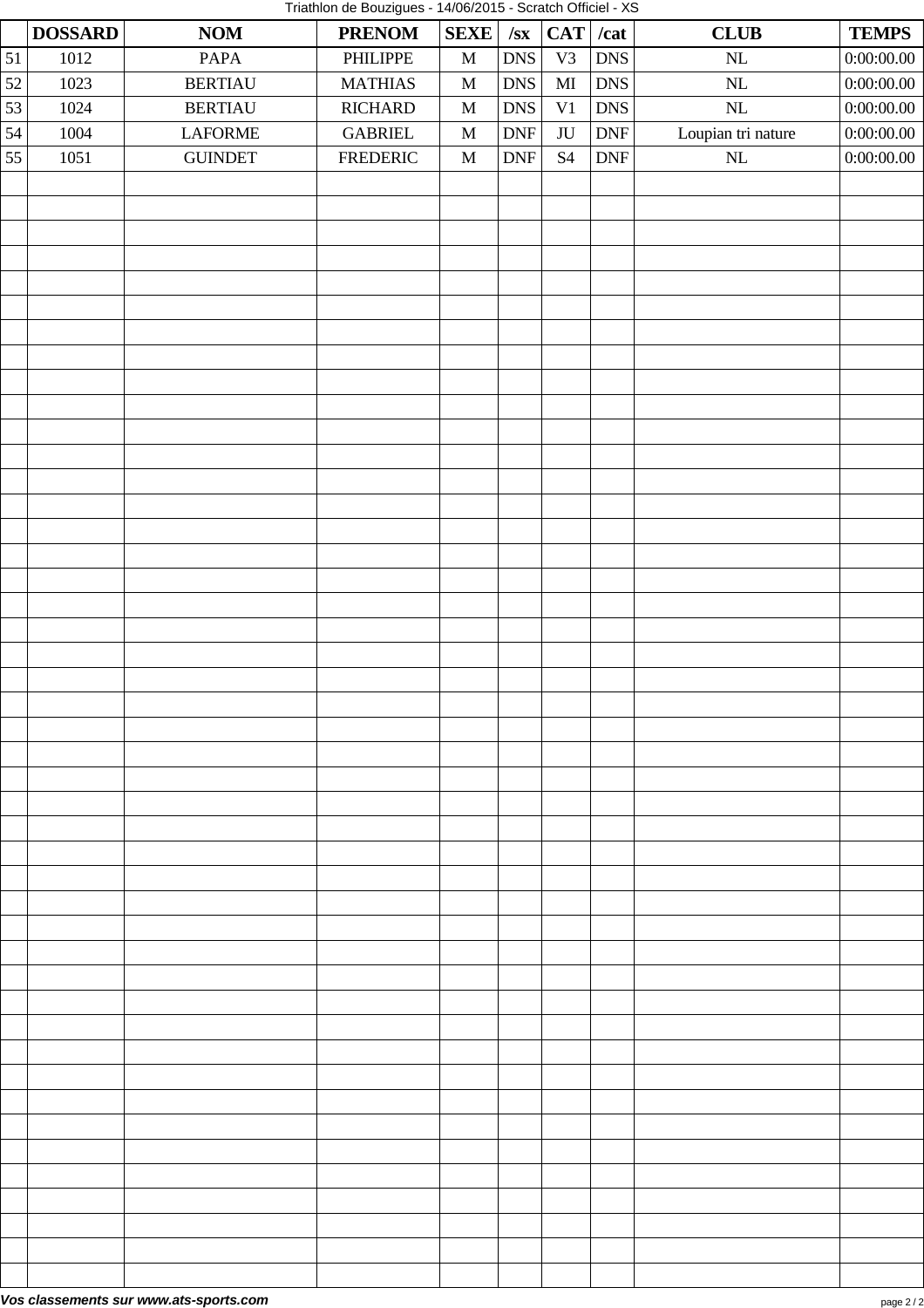| | DOSSARD | NOM | PRENOM | SEXE | /sx | CAT | /cat | CLUB | TEMPS |
|---|---|---|---|---|---|---|---|---|---|
| 51 | 1012 | PAPA | PHILIPPE | M | DNS | V3 | DNS | NL | 0:00:00.00 |
| 52 | 1023 | BERTIAU | MATHIAS | M | DNS | MI | DNS | NL | 0:00:00.00 |
| 53 | 1024 | BERTIAU | RICHARD | M | DNS | V1 | DNS | NL | 0:00:00.00 |
| 54 | 1004 | LAFORME | GABRIEL | M | DNF | JU | DNF | Loupian tri nature | 0:00:00.00 |
| 55 | 1051 | GUINDET | FREDERIC | M | DNF | S4 | DNF | NL | 0:00:00.00 |